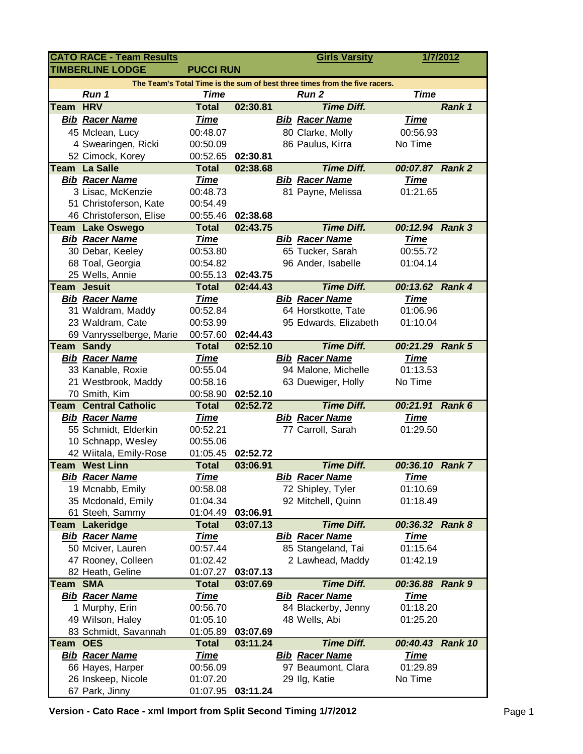| CATO RACE - Team Results | | | | Girls Varsity | | 1/7/2012 | |
|---|---|---|---|---|---|---|---|
| TIMBERLINE LODGE | | PUCCI RUN | | | | | |
| The Team's Total Time is the sum of best three times from the five racers. | | | | | | | |
| | Run 1 | Time | | | Run 2 | Time | |
| Team | HRV | Total | 02:30.81 | | Time Diff. | | Rank 1 |
| Bib | Racer Name | Time | | Bib | Racer Name | Time | |
| 45 | Mclean, Lucy | 00:48.07 | | 80 | Clarke, Molly | 00:56.93 | |
| 4 | Swearingen, Ricki | 00:50.09 | | 86 | Paulus, Kirra | No Time | |
| 52 | Cimock, Korey | 00:52.65 | 02:30.81 | | | | |
| Team | La Salle | Total | 02:38.68 | | Time Diff. | 00:07.87 | Rank 2 |
| Bib | Racer Name | Time | | Bib | Racer Name | Time | |
| 3 | Lisac, McKenzie | 00:48.73 | | 81 | Payne, Melissa | 01:21.65 | |
| 51 | Christoferson, Kate | 00:54.49 | | | | | |
| 46 | Christoferson, Elise | 00:55.46 | 02:38.68 | | | | |
| Team | Lake Oswego | Total | 02:43.75 | | Time Diff. | 00:12.94 | Rank 3 |
| Bib | Racer Name | Time | | Bib | Racer Name | Time | |
| 30 | Debar, Keeley | 00:53.80 | | 65 | Tucker, Sarah | 00:55.72 | |
| 68 | Toal, Georgia | 00:54.82 | | 96 | Ander, Isabelle | 01:04.14 | |
| 25 | Wells, Annie | 00:55.13 | 02:43.75 | | | | |
| Team | Jesuit | Total | 02:44.43 | | Time Diff. | 00:13.62 | Rank 4 |
| Bib | Racer Name | Time | | Bib | Racer Name | Time | |
| 31 | Waldram, Maddy | 00:52.84 | | 64 | Horstkotte, Tate | 01:06.96 | |
| 23 | Waldram, Cate | 00:53.99 | | 95 | Edwards, Elizabeth | 01:10.04 | |
| 69 | Vanrysselberge, Marie | 00:57.60 | 02:44.43 | | | | |
| Team | Sandy | Total | 02:52.10 | | Time Diff. | 00:21.29 | Rank 5 |
| Bib | Racer Name | Time | | Bib | Racer Name | Time | |
| 33 | Kanable, Roxie | 00:55.04 | | 94 | Malone, Michelle | 01:13.53 | |
| 21 | Westbrook, Maddy | 00:58.16 | | 63 | Duewiger, Holly | No Time | |
| 70 | Smith, Kim | 00:58.90 | 02:52.10 | | | | |
| Team | Central Catholic | Total | 02:52.72 | | Time Diff. | 00:21.91 | Rank 6 |
| Bib | Racer Name | Time | | Bib | Racer Name | Time | |
| 55 | Schmidt, Elderkin | 00:52.21 | | 77 | Carroll, Sarah | 01:29.50 | |
| 10 | Schnapp, Wesley | 00:55.06 | | | | | |
| 42 | Wiitala, Emily-Rose | 01:05.45 | 02:52.72 | | | | |
| Team | West Linn | Total | 03:06.91 | | Time Diff. | 00:36.10 | Rank 7 |
| Bib | Racer Name | Time | | Bib | Racer Name | Time | |
| 19 | Mcnabb, Emily | 00:58.08 | | 72 | Shipley, Tyler | 01:10.69 | |
| 35 | Mcdonald, Emily | 01:04.34 | | 92 | Mitchell, Quinn | 01:18.49 | |
| 61 | Steeh, Sammy | 01:04.49 | 03:06.91 | | | | |
| Team | Lakeridge | Total | 03:07.13 | | Time Diff. | 00:36.32 | Rank 8 |
| Bib | Racer Name | Time | | Bib | Racer Name | Time | |
| 50 | Mciver, Lauren | 00:57.44 | | 85 | Stangeland, Tai | 01:15.64 | |
| 47 | Rooney, Colleen | 01:02.42 | | 2 | Lawhead, Maddy | 01:42.19 | |
| 82 | Heath, Geline | 01:07.27 | 03:07.13 | | | | |
| Team | SMA | Total | 03:07.69 | | Time Diff. | 00:36.88 | Rank 9 |
| Bib | Racer Name | Time | | Bib | Racer Name | Time | |
| 1 | Murphy, Erin | 00:56.70 | | 84 | Blackerby, Jenny | 01:18.20 | |
| 49 | Wilson, Haley | 01:05.10 | | 48 | Wells, Abi | 01:25.20 | |
| 83 | Schmidt, Savannah | 01:05.89 | 03:07.69 | | | | |
| Team | OES | Total | 03:11.24 | | Time Diff. | 00:40.43 | Rank 10 |
| Bib | Racer Name | Time | | Bib | Racer Name | Time | |
| 66 | Hayes, Harper | 00:56.09 | | 97 | Beaumont, Clara | 01:29.89 | |
| 26 | Inskeep, Nicole | 01:07.20 | | 29 | Ilg, Katie | No Time | |
| 67 | Park, Jinny | 01:07.95 | 03:11.24 | | | | |

**Version - Cato Race - xml Import from Split Second Timing 1/7/2012**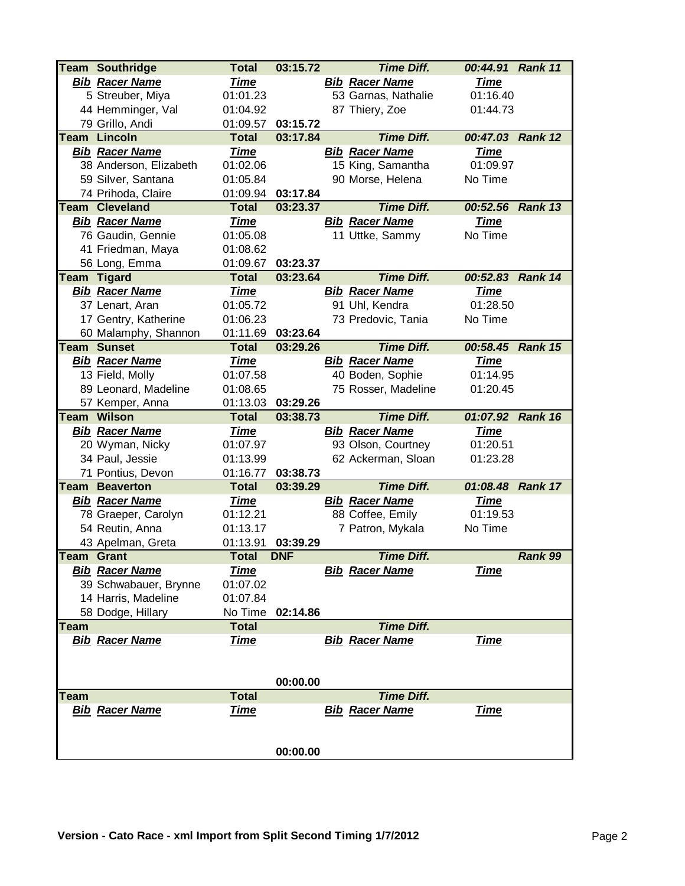| Team | Southridge | Total | 03:15.72 | | Time Diff. | 00:44.91 | Rank 11 |
|---|---|---|---|---|---|---|---|
| Bib | Racer Name | Time | | Bib | Racer Name | Time | |
| 5 | Streuber, Miya | 01:01.23 | | 53 | Garnas, Nathalie | 01:16.40 | |
| 44 | Hemminger, Val | 01:04.92 | | 87 | Thiery, Zoe | 01:44.73 | |
| 79 | Grillo, Andi | 01:09.57 | 03:15.72 | | | | |
| **Team** | **Lincoln** | **Total** | **03:17.84** | | **Time Diff.** | **00:47.03** | **Rank 12** |
| Bib | Racer Name | Time | | Bib | Racer Name | Time | |
| 38 | Anderson, Elizabeth | 01:02.06 | | 15 | King, Samantha | 01:09.97 | |
| 59 | Silver, Santana | 01:05.84 | | 90 | Morse, Helena | No Time | |
| 74 | Prihoda, Claire | 01:09.94 | 03:17.84 | | | | |
| **Team** | **Cleveland** | **Total** | **03:23.37** | | **Time Diff.** | **00:52.56** | **Rank 13** |
| Bib | Racer Name | Time | | Bib | Racer Name | Time | |
| 76 | Gaudin, Gennie | 01:05.08 | | 11 | Uttke, Sammy | No Time | |
| 41 | Friedman, Maya | 01:08.62 | | | | | |
| 56 | Long, Emma | 01:09.67 | 03:23.37 | | | | |
| **Team** | **Tigard** | **Total** | **03:23.64** | | **Time Diff.** | **00:52.83** | **Rank 14** |
| Bib | Racer Name | Time | | Bib | Racer Name | Time | |
| 37 | Lenart, Aran | 01:05.72 | | 91 | Uhl, Kendra | 01:28.50 | |
| 17 | Gentry, Katherine | 01:06.23 | | 73 | Predovic, Tania | No Time | |
| 60 | Malamphy, Shannon | 01:11.69 | 03:23.64 | | | | |
| **Team** | **Sunset** | **Total** | **03:29.26** | | **Time Diff.** | **00:58.45** | **Rank 15** |
| Bib | Racer Name | Time | | Bib | Racer Name | Time | |
| 13 | Field, Molly | 01:07.58 | | 40 | Boden, Sophie | 01:14.95 | |
| 89 | Leonard, Madeline | 01:08.65 | | 75 | Rosser, Madeline | 01:20.45 | |
| 57 | Kemper, Anna | 01:13.03 | 03:29.26 | | | | |
| **Team** | **Wilson** | **Total** | **03:38.73** | | **Time Diff.** | **01:07.92** | **Rank 16** |
| Bib | Racer Name | Time | | Bib | Racer Name | Time | |
| 20 | Wyman, Nicky | 01:07.97 | | 93 | Olson, Courtney | 01:20.51 | |
| 34 | Paul, Jessie | 01:13.99 | | 62 | Ackerman, Sloan | 01:23.28 | |
| 71 | Pontius, Devon | 01:16.77 | 03:38.73 | | | | |
| **Team** | **Beaverton** | **Total** | **03:39.29** | | **Time Diff.** | **01:08.48** | **Rank 17** |
| Bib | Racer Name | Time | | Bib | Racer Name | Time | |
| 78 | Graeper, Carolyn | 01:12.21 | | 88 | Coffee, Emily | 01:19.53 | |
| 54 | Reutin, Anna | 01:13.17 | | 7 | Patron, Mykala | No Time | |
| 43 | Apelman, Greta | 01:13.91 | 03:39.29 | | | | |
| **Team** | **Grant** | **Total** | **DNF** | | **Time Diff.** | | **Rank 99** |
| Bib | Racer Name | Time | | Bib | Racer Name | Time | |
| 39 | Schwabauer, Brynne | 01:07.02 | | | | | |
| 14 | Harris, Madeline | 01:07.84 | | | | | |
| 58 | Dodge, Hillary | No Time | 02:14.86 | | | | |
| **Team** | | **Total** | | | **Time Diff.** | | |
| Bib | Racer Name | Time | | Bib | Racer Name | Time | |
| | | | 00:00.00 | | | | |
| **Team** | | **Total** | | | **Time Diff.** | | |
| Bib | Racer Name | Time | | Bib | Racer Name | Time | |
| | | | 00:00.00 | | | | |

**Version - Cato Race - xml Import from Split Second Timing 1/7/2012**